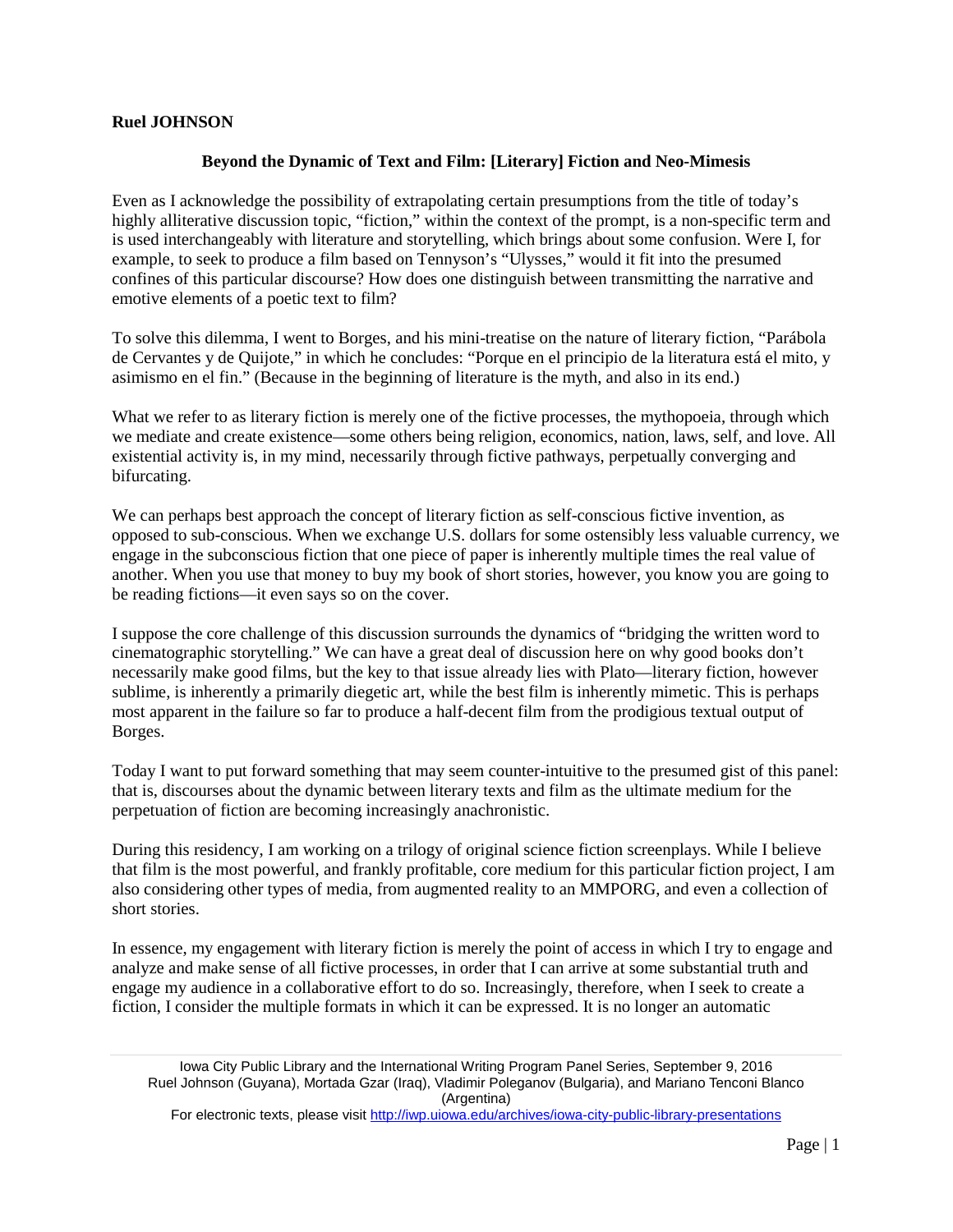**Ruel JOHNSON**

## Beyond the Dynamic of Text and Film: [Literary] Fiction and Neo-Mimesis

Even as I acknowledge the possibility of extrapolating certain presumptions from the title of today's highly alliterative discussion topic, "fiction," within the context of the prompt, is a non-specific term and is used interchangeably with literature and storytelling, which brings about some confusion. Were I, for example, to seek to produce a film based on Tennyson's "Ulysses," would it fit into the presumed confines of this particular discourse? How does one distinguish between transmitting the narrative and emotive elements of a poetic text to film?

To solve this dilemma, I went to Borges, and his mini-treatise on the nature of literary fiction, "Parábola de Cervantes y de Quijote," in which he concludes: "Porque en el principio de la literatura está el mito, y asimismo en el fin." (Because in the beginning of literature is the myth, and also in its end.)

What we refer to as literary fiction is merely one of the fictive processes, the mythopoeia, through which we mediate and create existence—some others being religion, economics, nation, laws, self, and love. All existential activity is, in my mind, necessarily through fictive pathways, perpetually converging and bifurcating.

We can perhaps best approach the concept of literary fiction as self-conscious fictive invention, as opposed to sub-conscious. When we exchange U.S. dollars for some ostensibly less valuable currency, we engage in the subconscious fiction that one piece of paper is inherently multiple times the real value of another. When you use that money to buy my book of short stories, however, you know you are going to be reading fictions—it even says so on the cover.

I suppose the core challenge of this discussion surrounds the dynamics of "bridging the written word to cinematographic storytelling." We can have a great deal of discussion here on why good books don't necessarily make good films, but the key to that issue already lies with Plato—literary fiction, however sublime, is inherently a primarily diegetic art, while the best film is inherently mimetic. This is perhaps most apparent in the failure so far to produce a half-decent film from the prodigious textual output of Borges.

Today I want to put forward something that may seem counter-intuitive to the presumed gist of this panel: that is, discourses about the dynamic between literary texts and film as the ultimate medium for the perpetuation of fiction are becoming increasingly anachronistic.

During this residency, I am working on a trilogy of original science fiction screenplays. While I believe that film is the most powerful, and frankly profitable, core medium for this particular fiction project, I am also considering other types of media, from augmented reality to an MMPORG, and even a collection of short stories.

In essence, my engagement with literary fiction is merely the point of access in which I try to engage and analyze and make sense of all fictive processes, in order that I can arrive at some substantial truth and engage my audience in a collaborative effort to do so. Increasingly, therefore, when I seek to create a fiction, I consider the multiple formats in which it can be expressed. It is no longer an automatic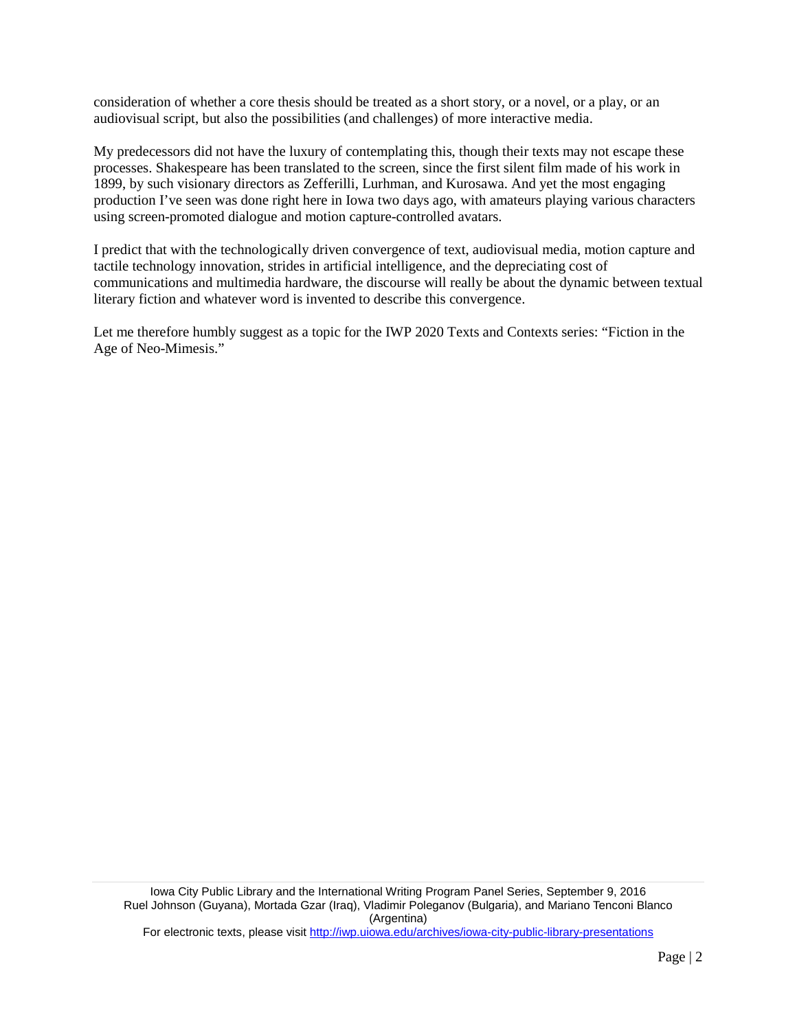consideration of whether a core thesis should be treated as a short story, or a novel, or a play, or an audiovisual script, but also the possibilities (and challenges) of more interactive media.

My predecessors did not have the luxury of contemplating this, though their texts may not escape these processes. Shakespeare has been translated to the screen, since the first silent film made of his work in 1899, by such visionary directors as Zefferilli, Lurhman, and Kurosawa. And yet the most engaging production I've seen was done right here in Iowa two days ago, with amateurs playing various characters using screen-promoted dialogue and motion capture-controlled avatars.

I predict that with the technologically driven convergence of text, audiovisual media, motion capture and tactile technology innovation, strides in artificial intelligence, and the depreciating cost of communications and multimedia hardware, the discourse will really be about the dynamic between textual literary fiction and whatever word is invented to describe this convergence.

Let me therefore humbly suggest as a topic for the IWP 2020 Texts and Contexts series: "Fiction in the Age of Neo-Mimesis."